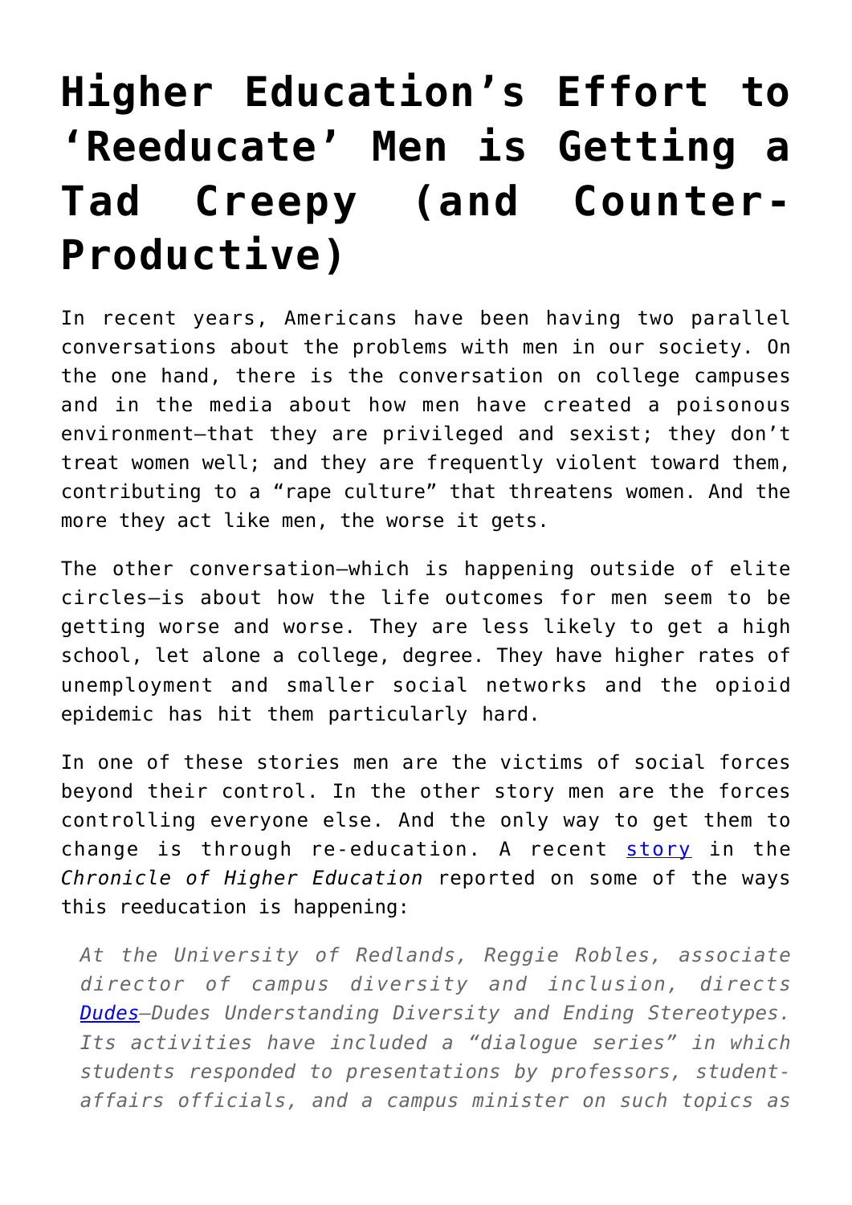# Higher Education's Effort to 'Reeducate' Men is Getting a Tad Creepy (and Counter-Productive)

In recent years, Americans have been having two parallel conversations about the problems with men in our society. On the one hand, there is the conversation on college campuses and in the media about how men have created a poisonous environment—that they are privileged and sexist; they don't treat women well; and they are frequently violent toward them, contributing to a "rape culture" that threatens women. And the more they act like men, the worse it gets.

The other conversation—which is happening outside of elite circles—is about how the life outcomes for men seem to be getting worse and worse. They are less likely to get a high school, let alone a college, degree. They have higher rates of unemployment and smaller social networks and the opioid epidemic has hit them particularly hard.

In one of these stories men are the victims of social forces beyond their control. In the other story men are the forces controlling everyone else. And the only way to get them to change is through re-education. A recent [story](story) in the *Chronicle of Higher Education* reported on some of the ways this reeducation is happening:

> *At the University of Redlands, Reggie Robles, associate director of campus diversity and inclusion, directs [Dudes](Dudes)—Dudes Understanding Diversity and Ending Stereotypes. Its activities have included a "dialogue series" in which students responded to presentations by professors, student-affairs officials, and a campus minister on such topics as*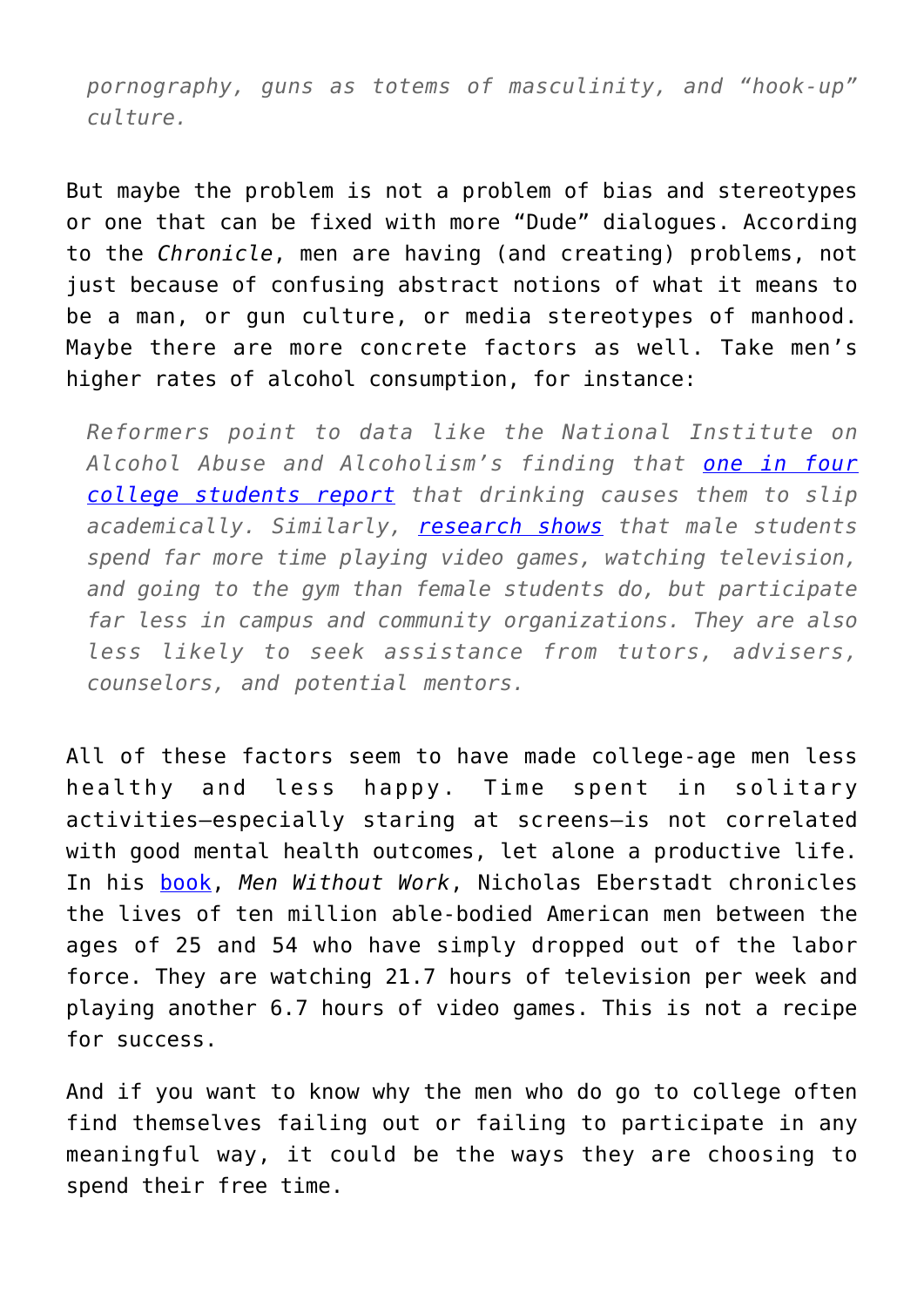> *pornography, guns as totems of masculinity, and "hook-up" culture.*

But maybe the problem is not a problem of bias and stereotypes or one that can be fixed with more "Dude" dialogues. According to the *Chronicle*, men are having (and creating) problems, not just because of confusing abstract notions of what it means to be a man, or gun culture, or media stereotypes of manhood. Maybe there are more concrete factors as well. Take men's higher rates of alcohol consumption, for instance:

> *Reformers point to data like the National Institute on Alcohol Abuse and Alcoholism's finding that one in four college students report that drinking causes them to slip academically. Similarly, research shows that male students spend far more time playing video games, watching television, and going to the gym than female students do, but participate far less in campus and community organizations. They are also less likely to seek assistance from tutors, advisers, counselors, and potential mentors.*

All of these factors seem to have made college-age men less healthy and less happy. Time spent in solitary activities—especially staring at screens—is not correlated with good mental health outcomes, let alone a productive life. In his book, *Men Without Work*, Nicholas Eberstadt chronicles the lives of ten million able-bodied American men between the ages of 25 and 54 who have simply dropped out of the labor force. They are watching 21.7 hours of television per week and playing another 6.7 hours of video games. This is not a recipe for success.

And if you want to know why the men who do go to college often find themselves failing out or failing to participate in any meaningful way, it could be the ways they are choosing to spend their free time.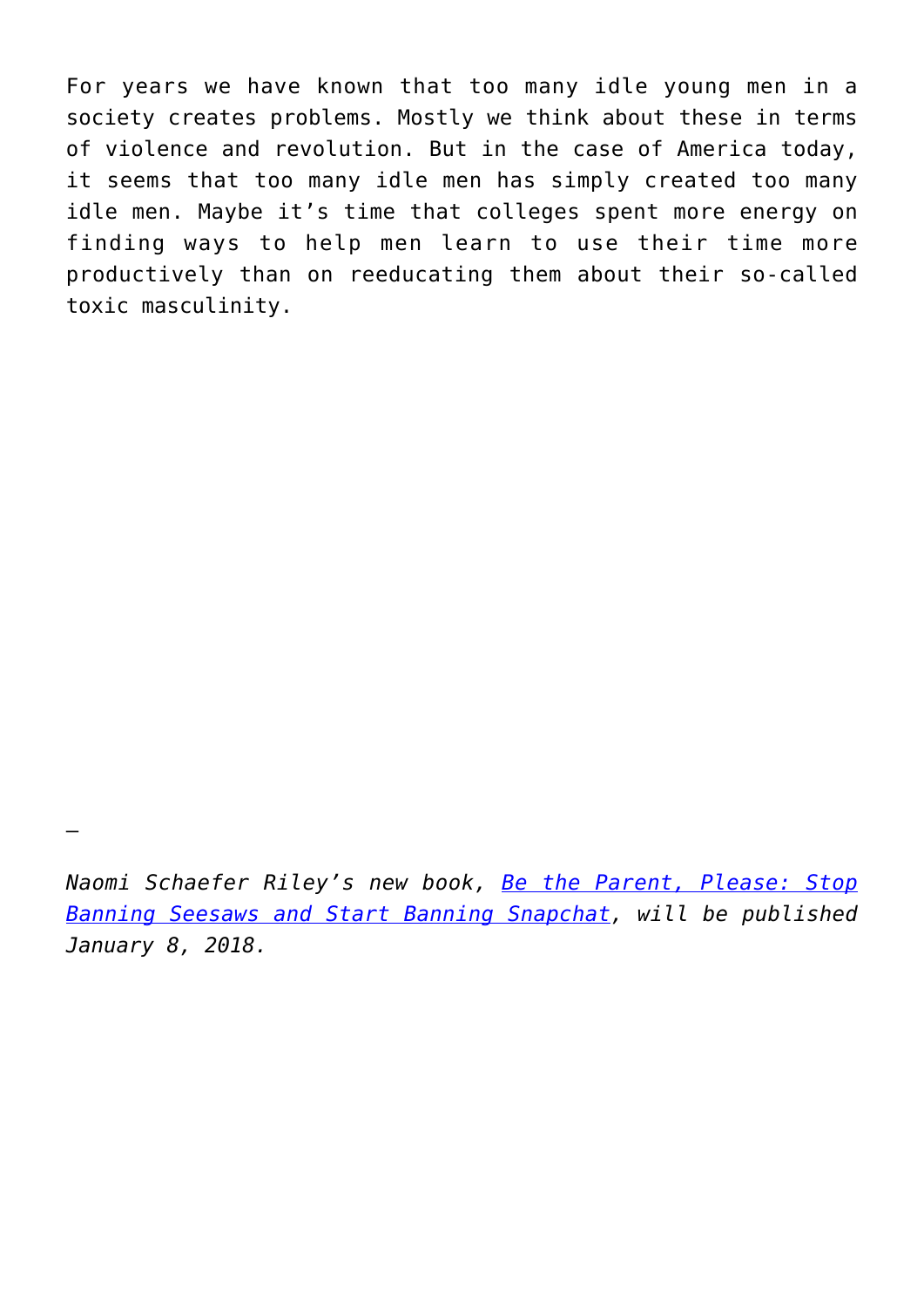For years we have known that too many idle young men in a society creates problems. Mostly we think about these in terms of violence and revolution. But in the case of America today, it seems that too many idle men has simply created too many idle men. Maybe it's time that colleges spent more energy on finding ways to help men learn to use their time more productively than on reeducating them about their so-called toxic masculinity.

—

*Naomi Schaefer Riley's new book, [Be the Parent, Please: Stop Banning Seesaws and Start Banning Snapchat](), will be published January 8, 2018.*